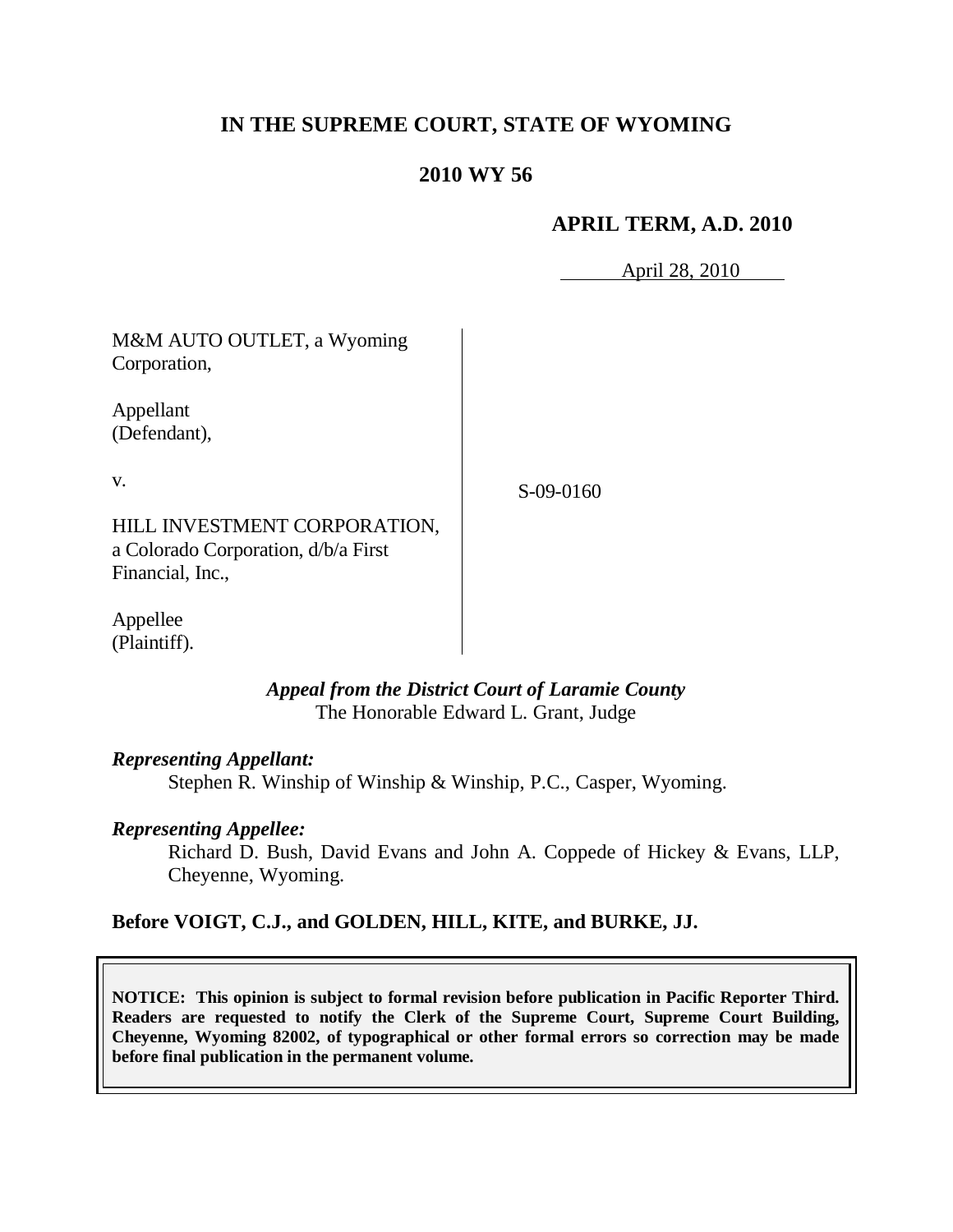# IN THE SUPREME COURT, STATE OF WYOMING

## 2010 WY 56

**APRIL TERM, A.D. 2010**

April 28, 2010

M&M AUTO OUTLET, a Wyoming Corporation,

Appellant (Defendant),

v.

HILL INVESTMENT CORPORATION, a Colorado Corporation, d/b/a First Financial, Inc.,

Appellee (Plaintiff).

S-09-0160

***Appeal from the District Court of Laramie County***
The Honorable Edward L. Grant, Judge

***Representing Appellant:***

Stephen R. Winship of Winship & Winship, P.C., Casper, Wyoming.

***Representing Appellee:***

Richard D. Bush, David Evans and John A. Coppede of Hickey & Evans, LLP, Cheyenne, Wyoming.

**Before VOIGT, C.J., and GOLDEN, HILL, KITE, and BURKE, JJ.**

**NOTICE: This opinion is subject to formal revision before publication in Pacific Reporter Third. Readers are requested to notify the Clerk of the Supreme Court, Supreme Court Building, Cheyenne, Wyoming 82002, of typographical or other formal errors so correction may be made before final publication in the permanent volume.**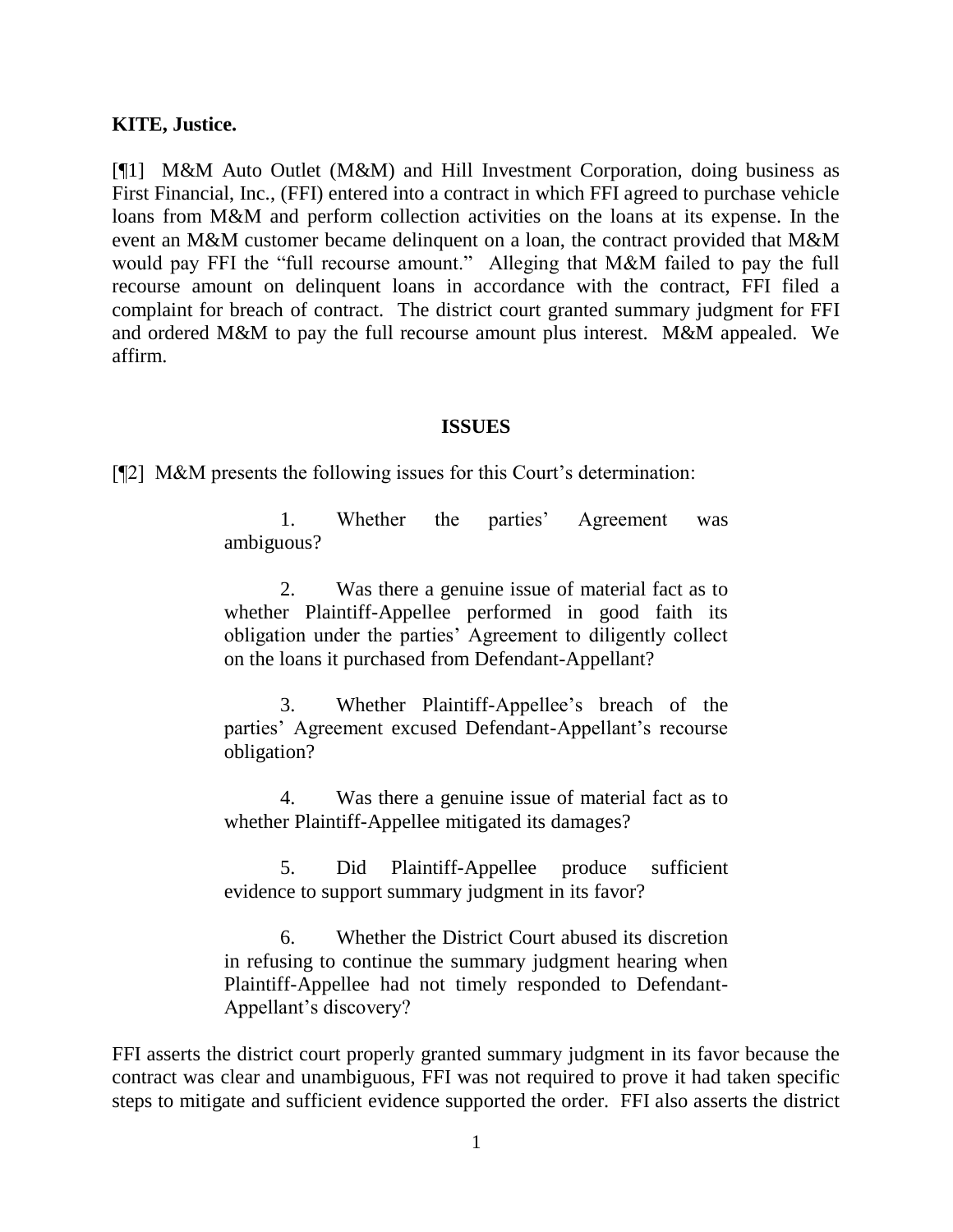**KITE, Justice.**

[¶1] M&M Auto Outlet (M&M) and Hill Investment Corporation, doing business as First Financial, Inc., (FFI) entered into a contract in which FFI agreed to purchase vehicle loans from M&M and perform collection activities on the loans at its expense. In the event an M&M customer became delinquent on a loan, the contract provided that M&M would pay FFI the "full recourse amount." Alleging that M&M failed to pay the full recourse amount on delinquent loans in accordance with the contract, FFI filed a complaint for breach of contract. The district court granted summary judgment for FFI and ordered M&M to pay the full recourse amount plus interest. M&M appealed. We affirm.

## ISSUES

[¶2] M&M presents the following issues for this Court's determination:

> 1. Whether the parties' Agreement was ambiguous?
>
> 2. Was there a genuine issue of material fact as to whether Plaintiff-Appellee performed in good faith its obligation under the parties' Agreement to diligently collect on the loans it purchased from Defendant-Appellant?
>
> 3. Whether Plaintiff-Appellee's breach of the parties' Agreement excused Defendant-Appellant's recourse obligation?
>
> 4. Was there a genuine issue of material fact as to whether Plaintiff-Appellee mitigated its damages?
>
> 5. Did Plaintiff-Appellee produce sufficient evidence to support summary judgment in its favor?
>
> 6. Whether the District Court abused its discretion in refusing to continue the summary judgment hearing when Plaintiff-Appellee had not timely responded to Defendant-Appellant's discovery?

FFI asserts the district court properly granted summary judgment in its favor because the contract was clear and unambiguous, FFI was not required to prove it had taken specific steps to mitigate and sufficient evidence supported the order. FFI also asserts the district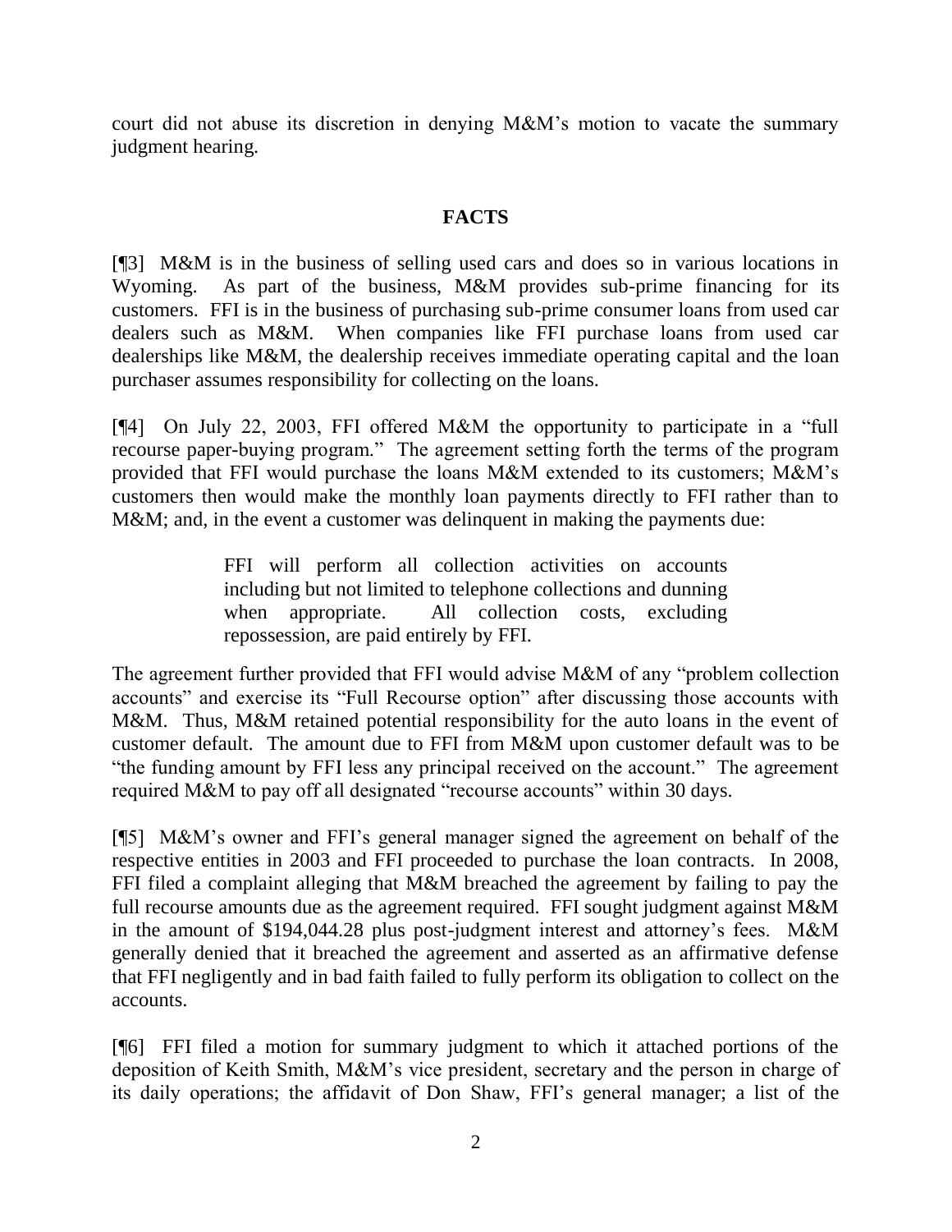court did not abuse its discretion in denying M&M's motion to vacate the summary judgment hearing.

## FACTS

[¶3] M&M is in the business of selling used cars and does so in various locations in Wyoming. As part of the business, M&M provides sub-prime financing for its customers. FFI is in the business of purchasing sub-prime consumer loans from used car dealers such as M&M. When companies like FFI purchase loans from used car dealerships like M&M, the dealership receives immediate operating capital and the loan purchaser assumes responsibility for collecting on the loans.

[¶4] On July 22, 2003, FFI offered M&M the opportunity to participate in a "full recourse paper-buying program." The agreement setting forth the terms of the program provided that FFI would purchase the loans M&M extended to its customers; M&M's customers then would make the monthly loan payments directly to FFI rather than to M&M; and, in the event a customer was delinquent in making the payments due:

> FFI will perform all collection activities on accounts including but not limited to telephone collections and dunning when appropriate. All collection costs, excluding repossession, are paid entirely by FFI.

The agreement further provided that FFI would advise M&M of any "problem collection accounts" and exercise its "Full Recourse option" after discussing those accounts with M&M. Thus, M&M retained potential responsibility for the auto loans in the event of customer default. The amount due to FFI from M&M upon customer default was to be "the funding amount by FFI less any principal received on the account." The agreement required M&M to pay off all designated "recourse accounts" within 30 days.

[¶5] M&M's owner and FFI's general manager signed the agreement on behalf of the respective entities in 2003 and FFI proceeded to purchase the loan contracts. In 2008, FFI filed a complaint alleging that M&M breached the agreement by failing to pay the full recourse amounts due as the agreement required. FFI sought judgment against M&M in the amount of $194,044.28 plus post-judgment interest and attorney's fees. M&M generally denied that it breached the agreement and asserted as an affirmative defense that FFI negligently and in bad faith failed to fully perform its obligation to collect on the accounts.

[¶6] FFI filed a motion for summary judgment to which it attached portions of the deposition of Keith Smith, M&M's vice president, secretary and the person in charge of its daily operations; the affidavit of Don Shaw, FFI's general manager; a list of the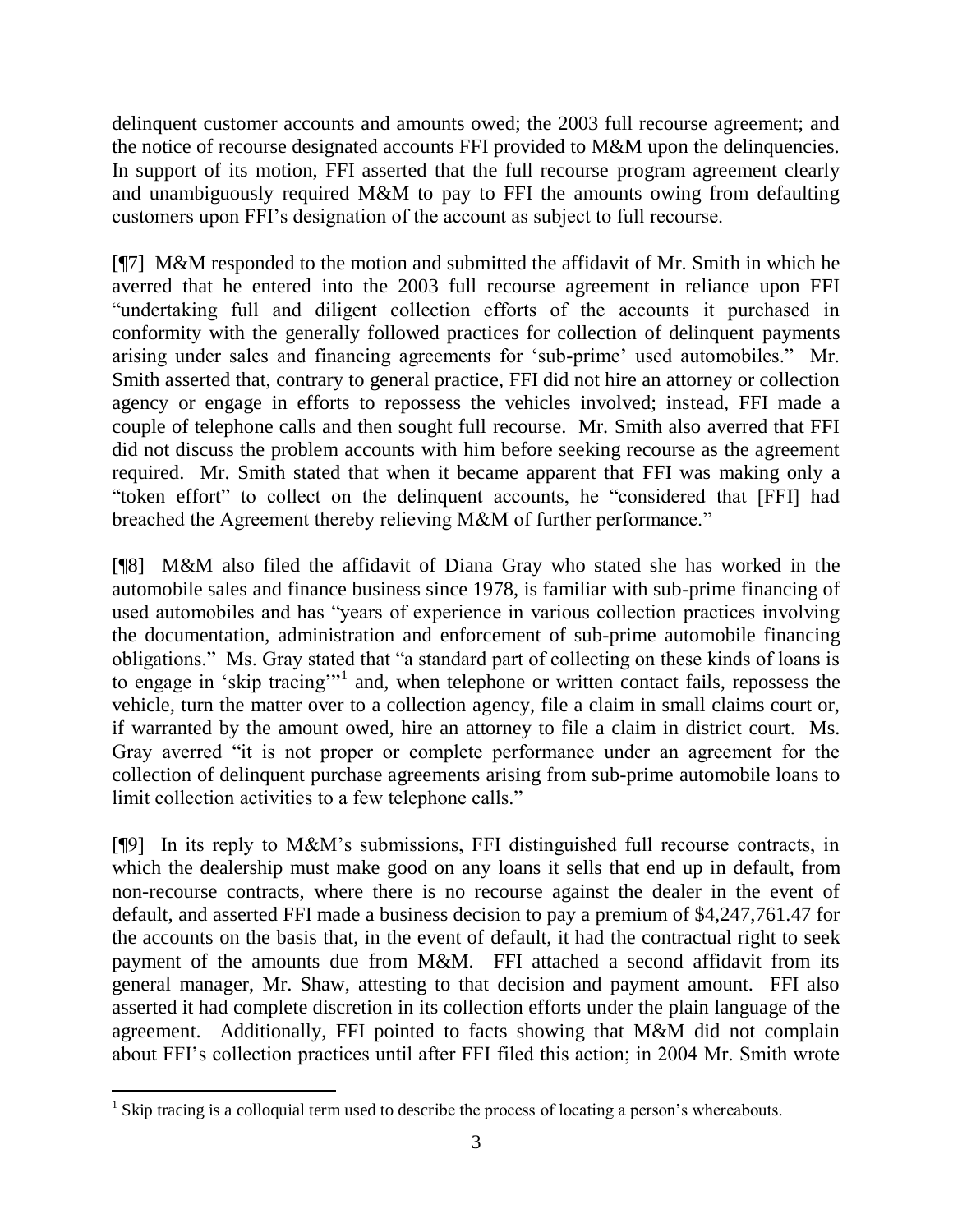delinquent customer accounts and amounts owed; the 2003 full recourse agreement; and the notice of recourse designated accounts FFI provided to M&M upon the delinquencies. In support of its motion, FFI asserted that the full recourse program agreement clearly and unambiguously required M&M to pay to FFI the amounts owing from defaulting customers upon FFI's designation of the account as subject to full recourse.

[¶7] M&M responded to the motion and submitted the affidavit of Mr. Smith in which he averred that he entered into the 2003 full recourse agreement in reliance upon FFI "undertaking full and diligent collection efforts of the accounts it purchased in conformity with the generally followed practices for collection of delinquent payments arising under sales and financing agreements for 'sub-prime' used automobiles." Mr. Smith asserted that, contrary to general practice, FFI did not hire an attorney or collection agency or engage in efforts to repossess the vehicles involved; instead, FFI made a couple of telephone calls and then sought full recourse. Mr. Smith also averred that FFI did not discuss the problem accounts with him before seeking recourse as the agreement required. Mr. Smith stated that when it became apparent that FFI was making only a "token effort" to collect on the delinquent accounts, he "considered that [FFI] had breached the Agreement thereby relieving M&M of further performance."

[¶8] M&M also filed the affidavit of Diana Gray who stated she has worked in the automobile sales and finance business since 1978, is familiar with sub-prime financing of used automobiles and has "years of experience in various collection practices involving the documentation, administration and enforcement of sub-prime automobile financing obligations." Ms. Gray stated that "a standard part of collecting on these kinds of loans is to engage in 'skip tracing'"[1] and, when telephone or written contact fails, repossess the vehicle, turn the matter over to a collection agency, file a claim in small claims court or, if warranted by the amount owed, hire an attorney to file a claim in district court. Ms. Gray averred "it is not proper or complete performance under an agreement for the collection of delinquent purchase agreements arising from sub-prime automobile loans to limit collection activities to a few telephone calls."

[¶9] In its reply to M&M's submissions, FFI distinguished full recourse contracts, in which the dealership must make good on any loans it sells that end up in default, from non-recourse contracts, where there is no recourse against the dealer in the event of default, and asserted FFI made a business decision to pay a premium of $4,247,761.47 for the accounts on the basis that, in the event of default, it had the contractual right to seek payment of the amounts due from M&M. FFI attached a second affidavit from its general manager, Mr. Shaw, attesting to that decision and payment amount. FFI also asserted it had complete discretion in its collection efforts under the plain language of the agreement. Additionally, FFI pointed to facts showing that M&M did not complain about FFI's collection practices until after FFI filed this action; in 2004 Mr. Smith wrote

---

[1] Skip tracing is a colloquial term used to describe the process of locating a person's whereabouts.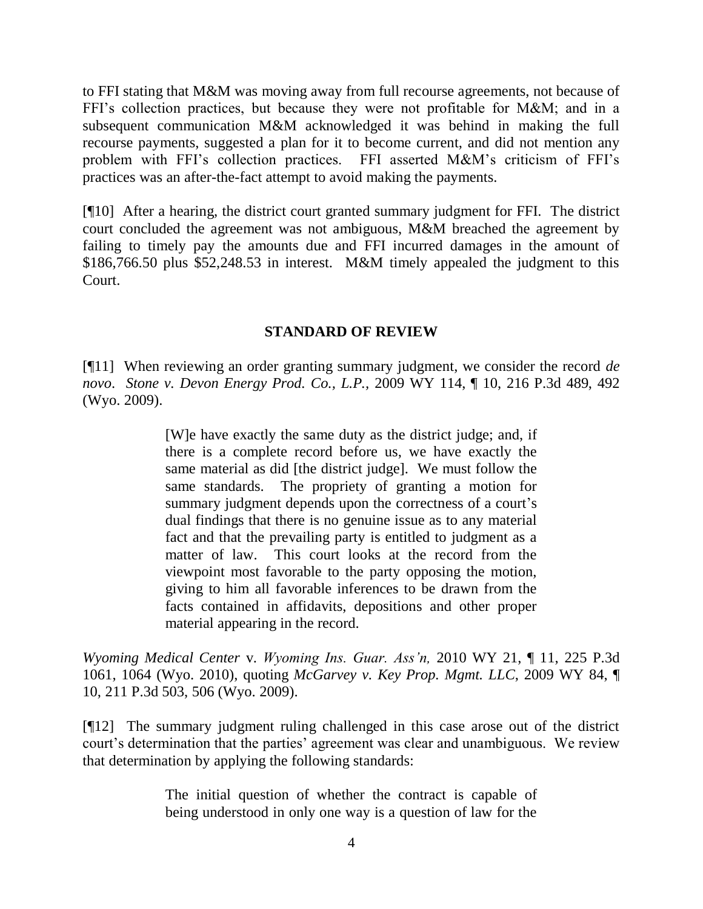to FFI stating that M&M was moving away from full recourse agreements, not because of FFI's collection practices, but because they were not profitable for M&M; and in a subsequent communication M&M acknowledged it was behind in making the full recourse payments, suggested a plan for it to become current, and did not mention any problem with FFI's collection practices. FFI asserted M&M's criticism of FFI's practices was an after-the-fact attempt to avoid making the payments.

[¶10] After a hearing, the district court granted summary judgment for FFI. The district court concluded the agreement was not ambiguous, M&M breached the agreement by failing to timely pay the amounts due and FFI incurred damages in the amount of $186,766.50 plus $52,248.53 in interest. M&M timely appealed the judgment to this Court.

## STANDARD OF REVIEW

[¶11] When reviewing an order granting summary judgment, we consider the record *de novo*. *Stone v. Devon Energy Prod. Co., L.P.*, 2009 WY 114, ¶ 10, 216 P.3d 489, 492 (Wyo. 2009).

> [W]e have exactly the same duty as the district judge; and, if there is a complete record before us, we have exactly the same material as did [the district judge]. We must follow the same standards. The propriety of granting a motion for summary judgment depends upon the correctness of a court's dual findings that there is no genuine issue as to any material fact and that the prevailing party is entitled to judgment as a matter of law. This court looks at the record from the viewpoint most favorable to the party opposing the motion, giving to him all favorable inferences to be drawn from the facts contained in affidavits, depositions and other proper material appearing in the record.

*Wyoming Medical Center* v. *Wyoming Ins. Guar. Ass'n,* 2010 WY 21, ¶ 11, 225 P.3d 1061, 1064 (Wyo. 2010), quoting *McGarvey v. Key Prop. Mgmt. LLC*, 2009 WY 84, ¶ 10, 211 P.3d 503, 506 (Wyo. 2009).

[¶12] The summary judgment ruling challenged in this case arose out of the district court's determination that the parties' agreement was clear and unambiguous. We review that determination by applying the following standards:

> The initial question of whether the contract is capable of being understood in only one way is a question of law for the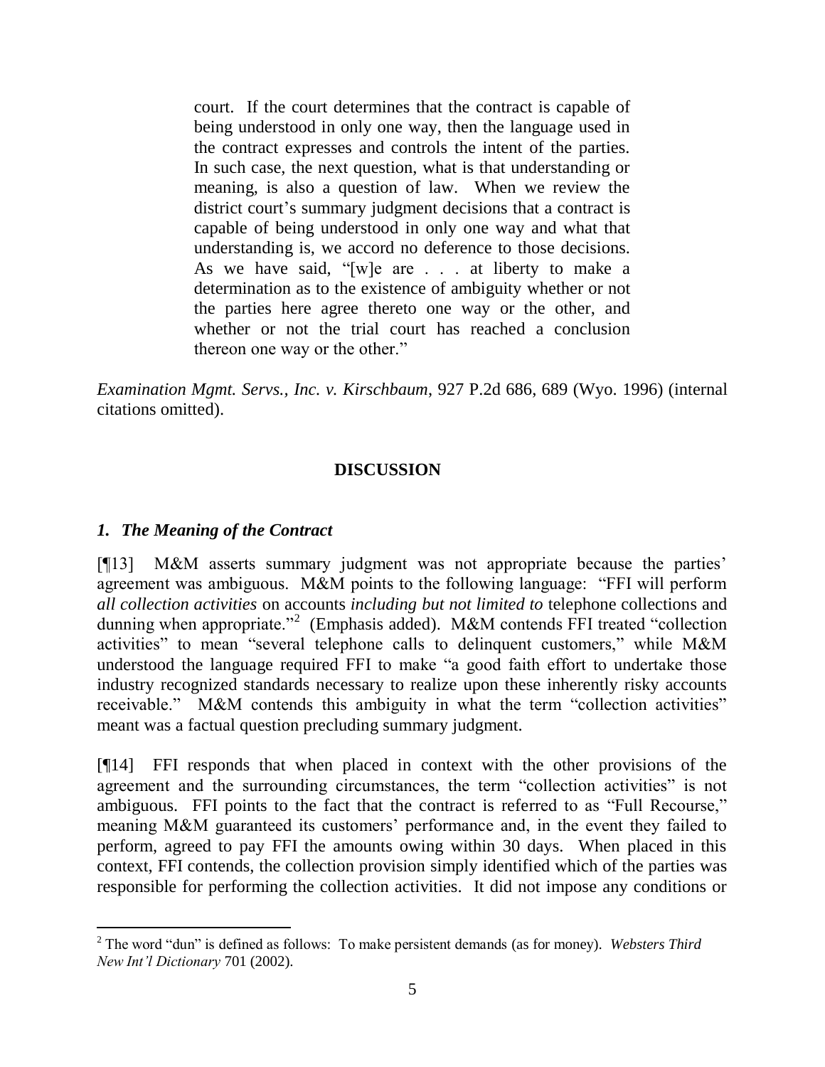> court. If the court determines that the contract is capable of being understood in only one way, then the language used in the contract expresses and controls the intent of the parties. In such case, the next question, what is that understanding or meaning, is also a question of law. When we review the district court's summary judgment decisions that a contract is capable of being understood in only one way and what that understanding is, we accord no deference to those decisions. As we have said, "[w]e are . . . at liberty to make a determination as to the existence of ambiguity whether or not the parties here agree thereto one way or the other, and whether or not the trial court has reached a conclusion thereon one way or the other."

*Examination Mgmt. Servs., Inc. v. Kirschbaum*, 927 P.2d 686, 689 (Wyo. 1996) (internal citations omitted).

## DISCUSSION

### *1. The Meaning of the Contract*

[¶13] M&M asserts summary judgment was not appropriate because the parties' agreement was ambiguous. M&M points to the following language: "FFI will perform *all collection activities* on accounts *including but not limited to* telephone collections and dunning when appropriate."[2] (Emphasis added). M&M contends FFI treated "collection activities" to mean "several telephone calls to delinquent customers," while M&M understood the language required FFI to make "a good faith effort to undertake those industry recognized standards necessary to realize upon these inherently risky accounts receivable." M&M contends this ambiguity in what the term "collection activities" meant was a factual question precluding summary judgment.

[¶14] FFI responds that when placed in context with the other provisions of the agreement and the surrounding circumstances, the term "collection activities" is not ambiguous. FFI points to the fact that the contract is referred to as "Full Recourse," meaning M&M guaranteed its customers' performance and, in the event they failed to perform, agreed to pay FFI the amounts owing within 30 days. When placed in this context, FFI contends, the collection provision simply identified which of the parties was responsible for performing the collection activities. It did not impose any conditions or

---

[2] The word "dun" is defined as follows: To make persistent demands (as for money). *Websters Third New Int'l Dictionary* 701 (2002).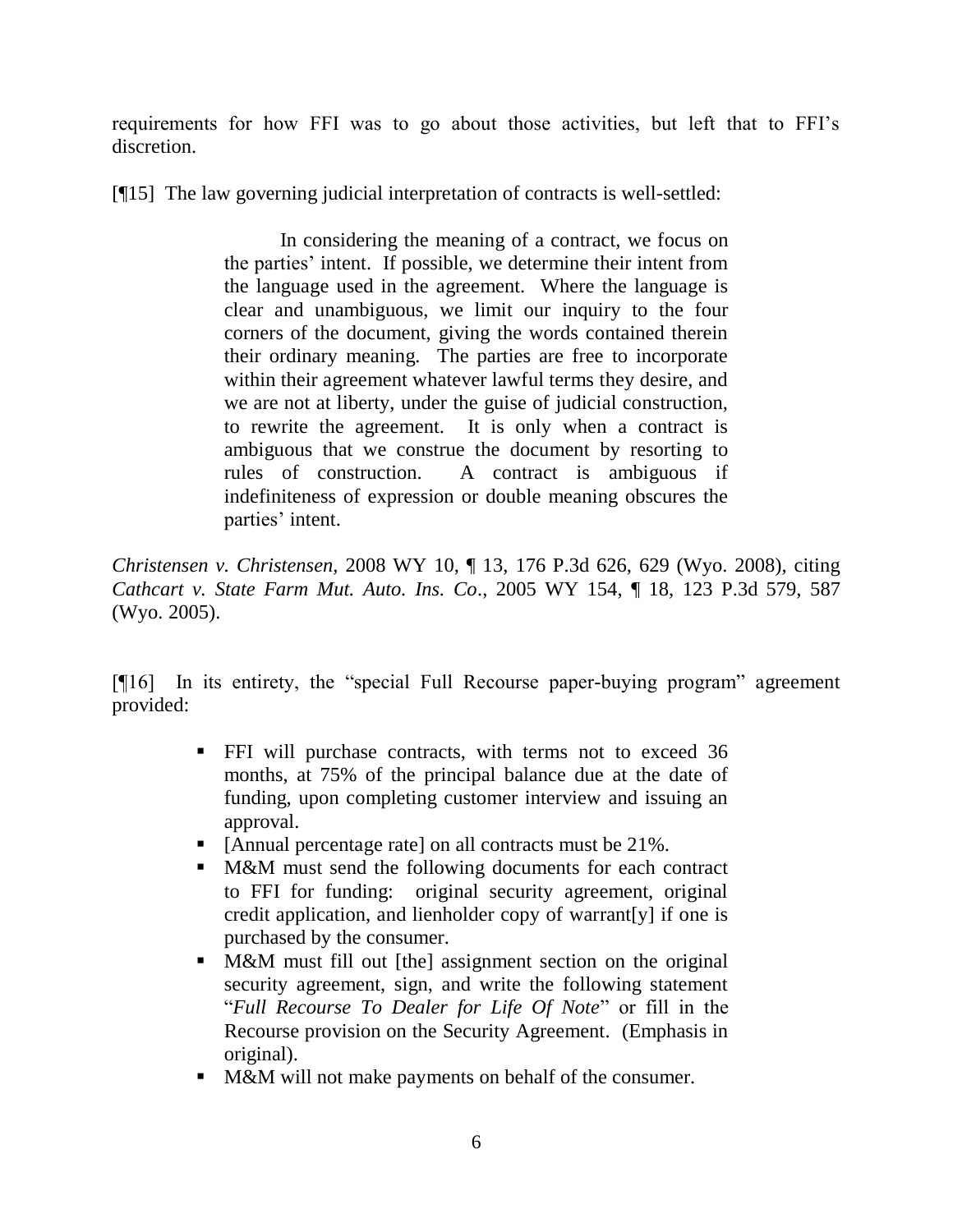requirements for how FFI was to go about those activities, but left that to FFI's discretion.

[¶15] The law governing judicial interpretation of contracts is well-settled:

> In considering the meaning of a contract, we focus on the parties' intent. If possible, we determine their intent from the language used in the agreement. Where the language is clear and unambiguous, we limit our inquiry to the four corners of the document, giving the words contained therein their ordinary meaning. The parties are free to incorporate within their agreement whatever lawful terms they desire, and we are not at liberty, under the guise of judicial construction, to rewrite the agreement. It is only when a contract is ambiguous that we construe the document by resorting to rules of construction. A contract is ambiguous if indefiniteness of expression or double meaning obscures the parties' intent.

*Christensen v. Christensen*, 2008 WY 10, ¶ 13, 176 P.3d 626, 629 (Wyo. 2008), citing *Cathcart v. State Farm Mut. Auto. Ins. Co*., 2005 WY 154, ¶ 18, 123 P.3d 579, 587 (Wyo. 2005).

[¶16] In its entirety, the "special Full Recourse paper-buying program" agreement provided:

> - FFI will purchase contracts, with terms not to exceed 36 months, at 75% of the principal balance due at the date of funding, upon completing customer interview and issuing an approval.
> - [Annual percentage rate] on all contracts must be 21%.
> - M&M must send the following documents for each contract to FFI for funding: original security agreement, original credit application, and lienholder copy of warrant[y] if one is purchased by the consumer.
> - M&M must fill out [the] assignment section on the original security agreement, sign, and write the following statement "*Full Recourse To Dealer for Life Of Note*" or fill in the Recourse provision on the Security Agreement. (Emphasis in original).
> - M&M will not make payments on behalf of the consumer.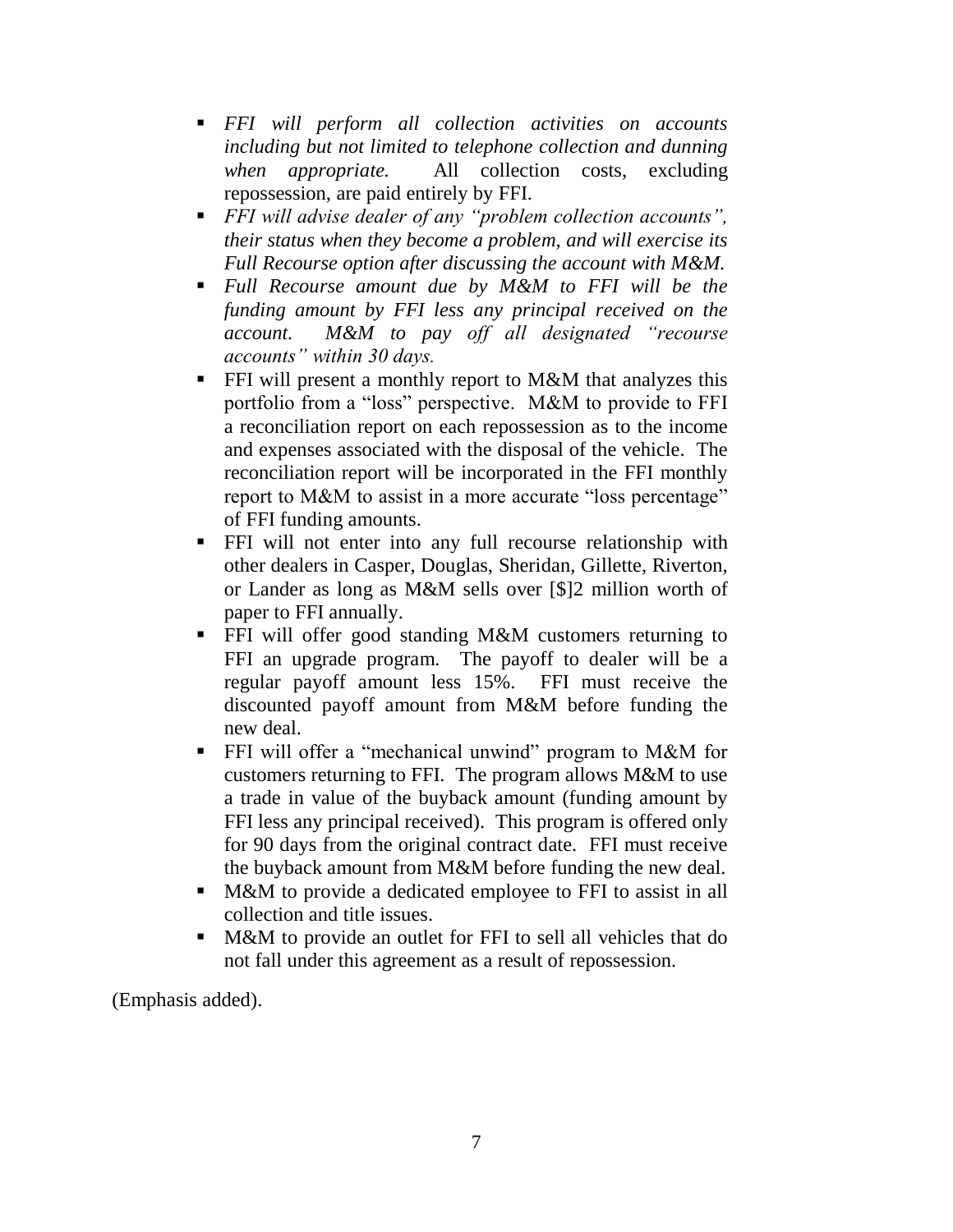- *FFI will perform all collection activities on accounts including but not limited to telephone collection and dunning when appropriate.* All collection costs, excluding repossession, are paid entirely by FFI.
- *FFI will advise dealer of any "problem collection accounts", their status when they become a problem, and will exercise its Full Recourse option after discussing the account with M&M.*
- *Full Recourse amount due by M&M to FFI will be the funding amount by FFI less any principal received on the account. M&M to pay off all designated "recourse accounts" within 30 days.*
- FFI will present a monthly report to M&M that analyzes this portfolio from a "loss" perspective. M&M to provide to FFI a reconciliation report on each repossession as to the income and expenses associated with the disposal of the vehicle. The reconciliation report will be incorporated in the FFI monthly report to M&M to assist in a more accurate "loss percentage" of FFI funding amounts.
- FFI will not enter into any full recourse relationship with other dealers in Casper, Douglas, Sheridan, Gillette, Riverton, or Lander as long as M&M sells over [$]2 million worth of paper to FFI annually.
- FFI will offer good standing M&M customers returning to FFI an upgrade program. The payoff to dealer will be a regular payoff amount less 15%. FFI must receive the discounted payoff amount from M&M before funding the new deal.
- FFI will offer a "mechanical unwind" program to M&M for customers returning to FFI. The program allows M&M to use a trade in value of the buyback amount (funding amount by FFI less any principal received). This program is offered only for 90 days from the original contract date. FFI must receive the buyback amount from M&M before funding the new deal.
- M&M to provide a dedicated employee to FFI to assist in all collection and title issues.
- M&M to provide an outlet for FFI to sell all vehicles that do not fall under this agreement as a result of repossession.

(Emphasis added).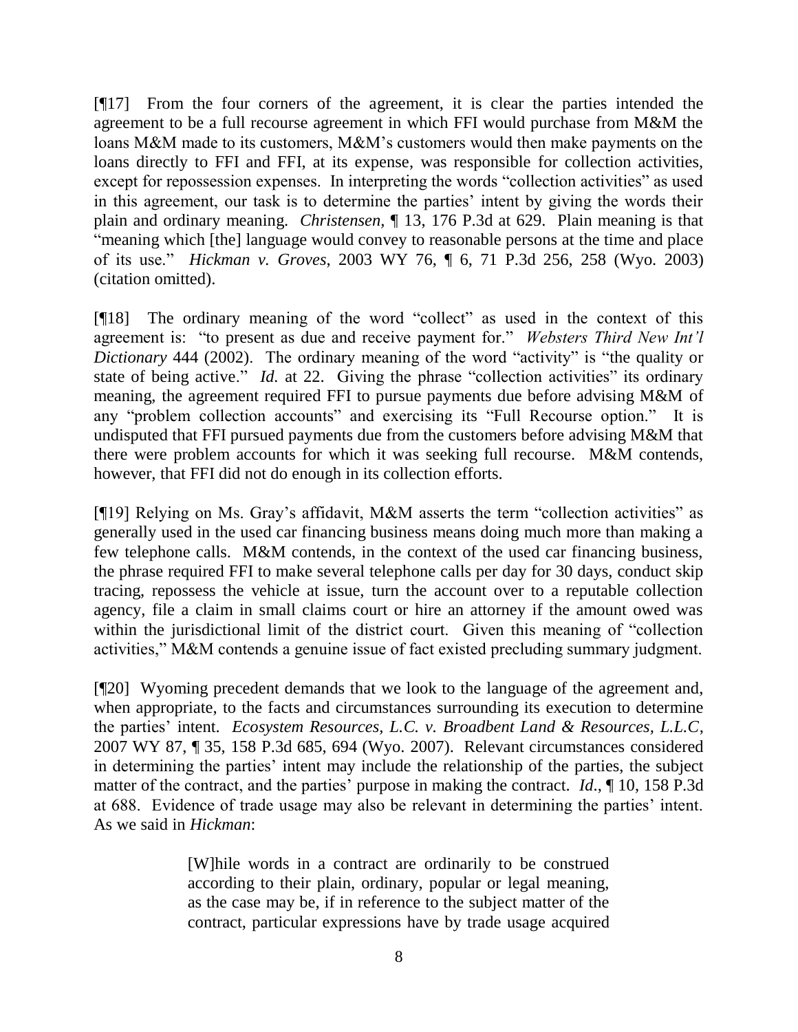[¶17] From the four corners of the agreement, it is clear the parties intended the agreement to be a full recourse agreement in which FFI would purchase from M&M the loans M&M made to its customers, M&M's customers would then make payments on the loans directly to FFI and FFI, at its expense, was responsible for collection activities, except for repossession expenses. In interpreting the words "collection activities" as used in this agreement, our task is to determine the parties' intent by giving the words their plain and ordinary meaning. *Christensen*, ¶ 13, 176 P.3d at 629. Plain meaning is that "meaning which [the] language would convey to reasonable persons at the time and place of its use." *Hickman v. Groves*, 2003 WY 76, ¶ 6, 71 P.3d 256, 258 (Wyo. 2003) (citation omitted).

[¶18] The ordinary meaning of the word "collect" as used in the context of this agreement is: "to present as due and receive payment for." *Websters Third New Int'l Dictionary* 444 (2002). The ordinary meaning of the word "activity" is "the quality or state of being active." *Id.* at 22. Giving the phrase "collection activities" its ordinary meaning, the agreement required FFI to pursue payments due before advising M&M of any "problem collection accounts" and exercising its "Full Recourse option." It is undisputed that FFI pursued payments due from the customers before advising M&M that there were problem accounts for which it was seeking full recourse. M&M contends, however, that FFI did not do enough in its collection efforts.

[¶19] Relying on Ms. Gray's affidavit, M&M asserts the term "collection activities" as generally used in the used car financing business means doing much more than making a few telephone calls. M&M contends, in the context of the used car financing business, the phrase required FFI to make several telephone calls per day for 30 days, conduct skip tracing, repossess the vehicle at issue, turn the account over to a reputable collection agency, file a claim in small claims court or hire an attorney if the amount owed was within the jurisdictional limit of the district court. Given this meaning of "collection activities," M&M contends a genuine issue of fact existed precluding summary judgment.

[¶20] Wyoming precedent demands that we look to the language of the agreement and, when appropriate, to the facts and circumstances surrounding its execution to determine the parties' intent. *Ecosystem Resources, L.C. v. Broadbent Land & Resources, L.L.C*, 2007 WY 87, ¶ 35, 158 P.3d 685, 694 (Wyo. 2007). Relevant circumstances considered in determining the parties' intent may include the relationship of the parties, the subject matter of the contract, and the parties' purpose in making the contract. *Id*., ¶ 10, 158 P.3d at 688. Evidence of trade usage may also be relevant in determining the parties' intent. As we said in *Hickman*:

> [W]hile words in a contract are ordinarily to be construed according to their plain, ordinary, popular or legal meaning, as the case may be, if in reference to the subject matter of the contract, particular expressions have by trade usage acquired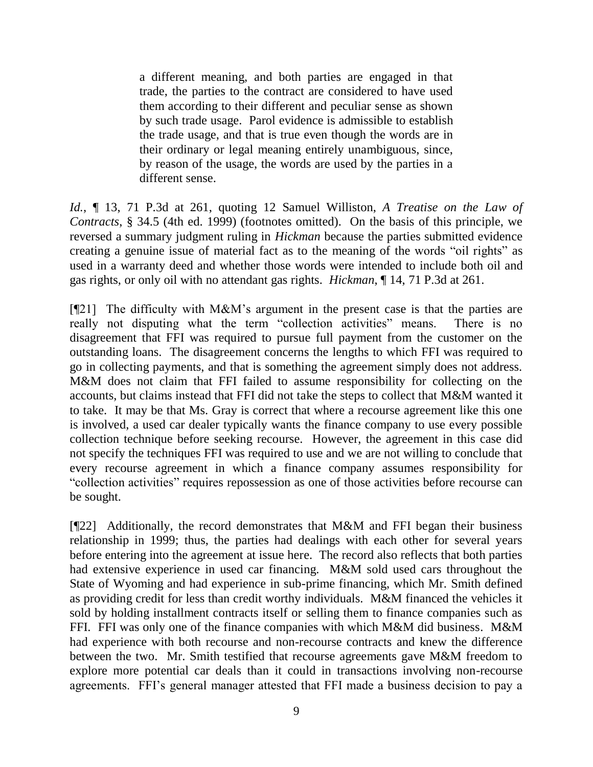> a different meaning, and both parties are engaged in that trade, the parties to the contract are considered to have used them according to their different and peculiar sense as shown by such trade usage. Parol evidence is admissible to establish the trade usage, and that is true even though the words are in their ordinary or legal meaning entirely unambiguous, since, by reason of the usage, the words are used by the parties in a different sense.

*Id.*, ¶ 13, 71 P.3d at 261, quoting 12 Samuel Williston, *A Treatise on the Law of Contracts*, § 34.5 (4th ed. 1999) (footnotes omitted). On the basis of this principle, we reversed a summary judgment ruling in *Hickman* because the parties submitted evidence creating a genuine issue of material fact as to the meaning of the words "oil rights" as used in a warranty deed and whether those words were intended to include both oil and gas rights, or only oil with no attendant gas rights. *Hickman*, ¶ 14, 71 P.3d at 261.

[¶21] The difficulty with M&M's argument in the present case is that the parties are really not disputing what the term "collection activities" means. There is no disagreement that FFI was required to pursue full payment from the customer on the outstanding loans. The disagreement concerns the lengths to which FFI was required to go in collecting payments, and that is something the agreement simply does not address. M&M does not claim that FFI failed to assume responsibility for collecting on the accounts, but claims instead that FFI did not take the steps to collect that M&M wanted it to take. It may be that Ms. Gray is correct that where a recourse agreement like this one is involved, a used car dealer typically wants the finance company to use every possible collection technique before seeking recourse. However, the agreement in this case did not specify the techniques FFI was required to use and we are not willing to conclude that every recourse agreement in which a finance company assumes responsibility for "collection activities" requires repossession as one of those activities before recourse can be sought.

[¶22] Additionally, the record demonstrates that M&M and FFI began their business relationship in 1999; thus, the parties had dealings with each other for several years before entering into the agreement at issue here. The record also reflects that both parties had extensive experience in used car financing. M&M sold used cars throughout the State of Wyoming and had experience in sub-prime financing, which Mr. Smith defined as providing credit for less than credit worthy individuals. M&M financed the vehicles it sold by holding installment contracts itself or selling them to finance companies such as FFI. FFI was only one of the finance companies with which M&M did business. M&M had experience with both recourse and non-recourse contracts and knew the difference between the two. Mr. Smith testified that recourse agreements gave M&M freedom to explore more potential car deals than it could in transactions involving non-recourse agreements. FFI's general manager attested that FFI made a business decision to pay a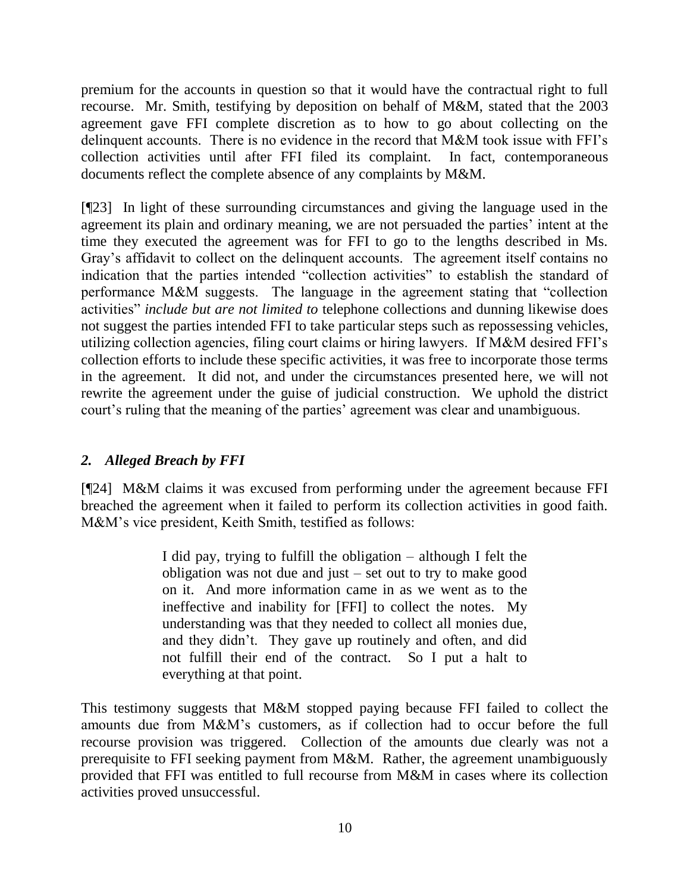premium for the accounts in question so that it would have the contractual right to full recourse. Mr. Smith, testifying by deposition on behalf of M&M, stated that the 2003 agreement gave FFI complete discretion as to how to go about collecting on the delinquent accounts. There is no evidence in the record that M&M took issue with FFI's collection activities until after FFI filed its complaint. In fact, contemporaneous documents reflect the complete absence of any complaints by M&M.

[¶23] In light of these surrounding circumstances and giving the language used in the agreement its plain and ordinary meaning, we are not persuaded the parties' intent at the time they executed the agreement was for FFI to go to the lengths described in Ms. Gray's affidavit to collect on the delinquent accounts. The agreement itself contains no indication that the parties intended "collection activities" to establish the standard of performance M&M suggests. The language in the agreement stating that "collection activities" *include but are not limited to* telephone collections and dunning likewise does not suggest the parties intended FFI to take particular steps such as repossessing vehicles, utilizing collection agencies, filing court claims or hiring lawyers. If M&M desired FFI's collection efforts to include these specific activities, it was free to incorporate those terms in the agreement. It did not, and under the circumstances presented here, we will not rewrite the agreement under the guise of judicial construction. We uphold the district court's ruling that the meaning of the parties' agreement was clear and unambiguous.

### *2. Alleged Breach by FFI*

[¶24] M&M claims it was excused from performing under the agreement because FFI breached the agreement when it failed to perform its collection activities in good faith. M&M's vice president, Keith Smith, testified as follows:

> I did pay, trying to fulfill the obligation – although I felt the obligation was not due and just – set out to try to make good on it. And more information came in as we went as to the ineffective and inability for [FFI] to collect the notes. My understanding was that they needed to collect all monies due, and they didn't. They gave up routinely and often, and did not fulfill their end of the contract. So I put a halt to everything at that point.

This testimony suggests that M&M stopped paying because FFI failed to collect the amounts due from M&M's customers, as if collection had to occur before the full recourse provision was triggered. Collection of the amounts due clearly was not a prerequisite to FFI seeking payment from M&M. Rather, the agreement unambiguously provided that FFI was entitled to full recourse from M&M in cases where its collection activities proved unsuccessful.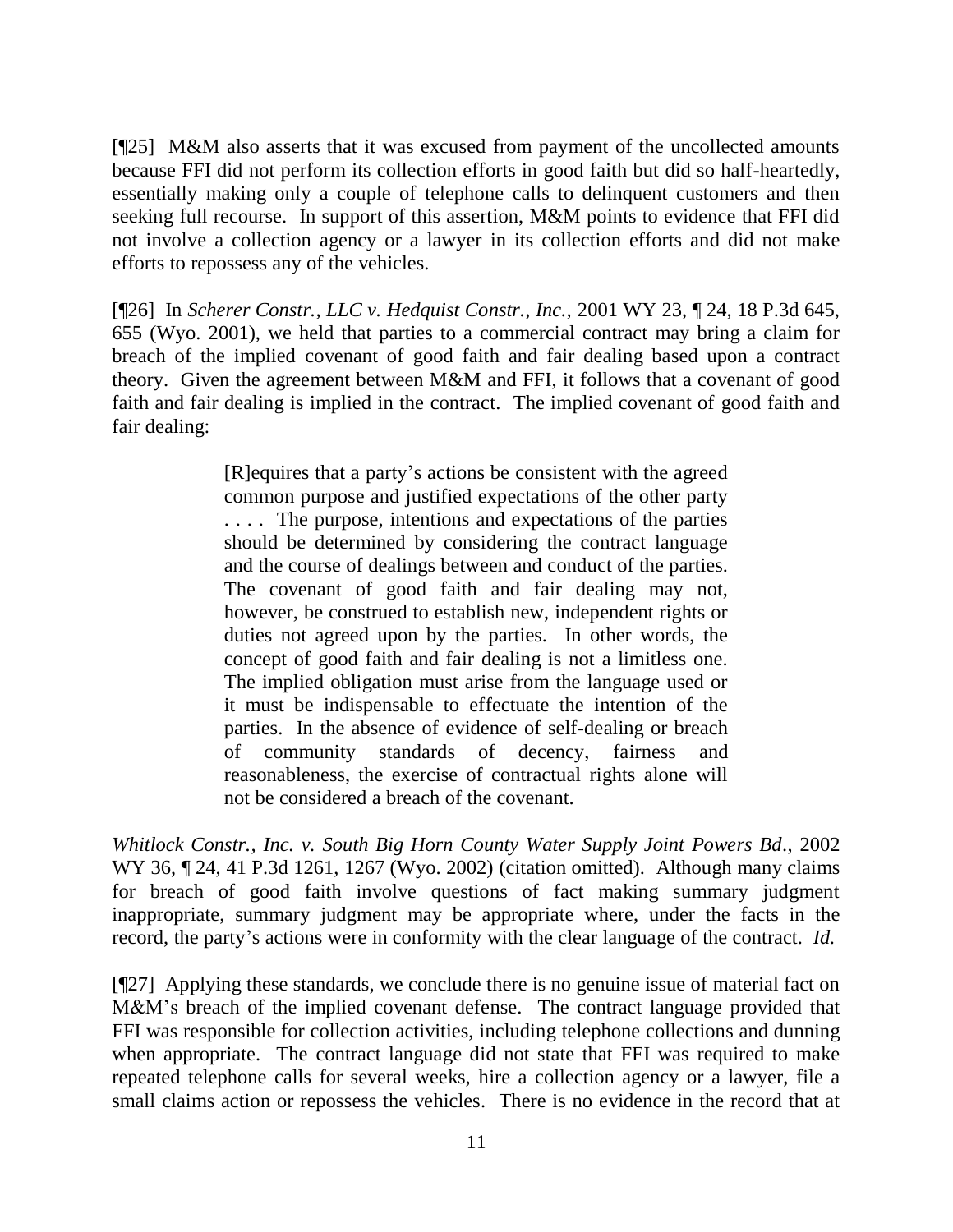[¶25] M&M also asserts that it was excused from payment of the uncollected amounts because FFI did not perform its collection efforts in good faith but did so half-heartedly, essentially making only a couple of telephone calls to delinquent customers and then seeking full recourse. In support of this assertion, M&M points to evidence that FFI did not involve a collection agency or a lawyer in its collection efforts and did not make efforts to repossess any of the vehicles.

[¶26] In *Scherer Constr., LLC v. Hedquist Constr., Inc.*, 2001 WY 23, ¶ 24, 18 P.3d 645, 655 (Wyo. 2001), we held that parties to a commercial contract may bring a claim for breach of the implied covenant of good faith and fair dealing based upon a contract theory. Given the agreement between M&M and FFI, it follows that a covenant of good faith and fair dealing is implied in the contract. The implied covenant of good faith and fair dealing:

> [R]equires that a party's actions be consistent with the agreed common purpose and justified expectations of the other party . . . . The purpose, intentions and expectations of the parties should be determined by considering the contract language and the course of dealings between and conduct of the parties. The covenant of good faith and fair dealing may not, however, be construed to establish new, independent rights or duties not agreed upon by the parties. In other words, the concept of good faith and fair dealing is not a limitless one. The implied obligation must arise from the language used or it must be indispensable to effectuate the intention of the parties. In the absence of evidence of self-dealing or breach of community standards of decency, fairness and reasonableness, the exercise of contractual rights alone will not be considered a breach of the covenant.

*Whitlock Constr., Inc. v. South Big Horn County Water Supply Joint Powers Bd.*, 2002 WY 36, ¶ 24, 41 P.3d 1261, 1267 (Wyo. 2002) (citation omitted). Although many claims for breach of good faith involve questions of fact making summary judgment inappropriate, summary judgment may be appropriate where, under the facts in the record, the party's actions were in conformity with the clear language of the contract. *Id.*

[¶27] Applying these standards, we conclude there is no genuine issue of material fact on M&M's breach of the implied covenant defense. The contract language provided that FFI was responsible for collection activities, including telephone collections and dunning when appropriate. The contract language did not state that FFI was required to make repeated telephone calls for several weeks, hire a collection agency or a lawyer, file a small claims action or repossess the vehicles. There is no evidence in the record that at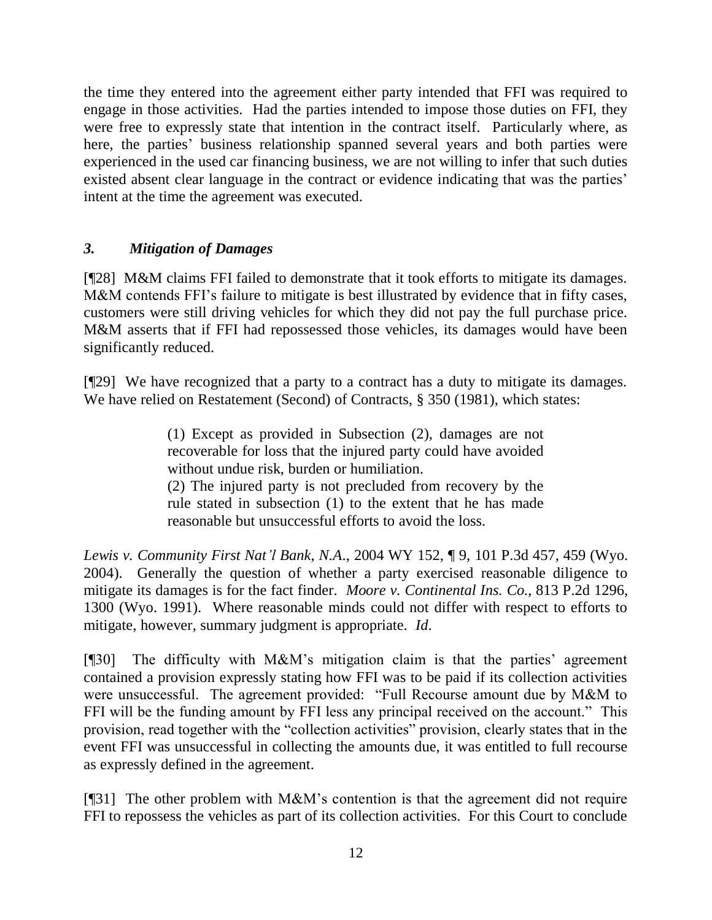the time they entered into the agreement either party intended that FFI was required to engage in those activities. Had the parties intended to impose those duties on FFI, they were free to expressly state that intention in the contract itself. Particularly where, as here, the parties' business relationship spanned several years and both parties were experienced in the used car financing business, we are not willing to infer that such duties existed absent clear language in the contract or evidence indicating that was the parties' intent at the time the agreement was executed.

### *3. Mitigation of Damages*

[¶28] M&M claims FFI failed to demonstrate that it took efforts to mitigate its damages. M&M contends FFI's failure to mitigate is best illustrated by evidence that in fifty cases, customers were still driving vehicles for which they did not pay the full purchase price. M&M asserts that if FFI had repossessed those vehicles, its damages would have been significantly reduced.

[¶29] We have recognized that a party to a contract has a duty to mitigate its damages. We have relied on Restatement (Second) of Contracts, § 350 (1981), which states:

> (1) Except as provided in Subsection (2), damages are not recoverable for loss that the injured party could have avoided without undue risk, burden or humiliation.
> (2) The injured party is not precluded from recovery by the rule stated in subsection (1) to the extent that he has made reasonable but unsuccessful efforts to avoid the loss.

*Lewis v. Community First Nat'l Bank, N.A.*, 2004 WY 152, ¶ 9, 101 P.3d 457, 459 (Wyo. 2004). Generally the question of whether a party exercised reasonable diligence to mitigate its damages is for the fact finder. *Moore v. Continental Ins. Co.,* 813 P.2d 1296, 1300 (Wyo. 1991). Where reasonable minds could not differ with respect to efforts to mitigate, however, summary judgment is appropriate. *Id*.

[¶30] The difficulty with M&M's mitigation claim is that the parties' agreement contained a provision expressly stating how FFI was to be paid if its collection activities were unsuccessful. The agreement provided: "Full Recourse amount due by M&M to FFI will be the funding amount by FFI less any principal received on the account." This provision, read together with the "collection activities" provision, clearly states that in the event FFI was unsuccessful in collecting the amounts due, it was entitled to full recourse as expressly defined in the agreement.

[¶31] The other problem with M&M's contention is that the agreement did not require FFI to repossess the vehicles as part of its collection activities. For this Court to conclude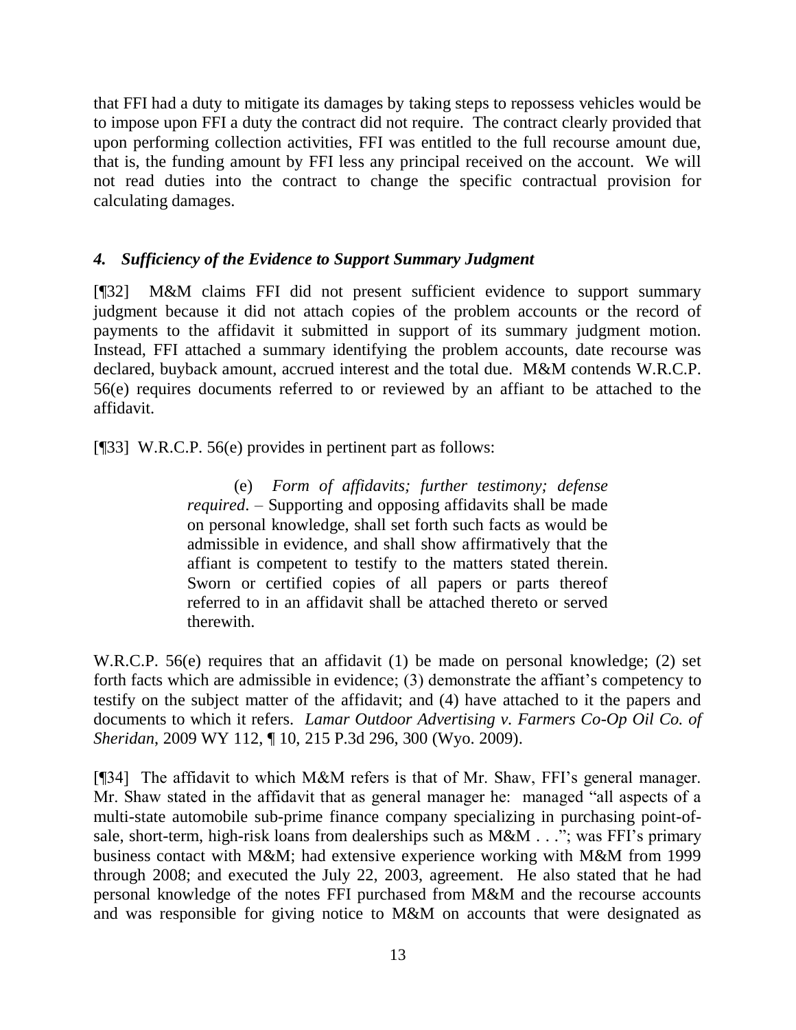that FFI had a duty to mitigate its damages by taking steps to repossess vehicles would be to impose upon FFI a duty the contract did not require. The contract clearly provided that upon performing collection activities, FFI was entitled to the full recourse amount due, that is, the funding amount by FFI less any principal received on the account. We will not read duties into the contract to change the specific contractual provision for calculating damages.

### *4. Sufficiency of the Evidence to Support Summary Judgment*

[¶32] M&M claims FFI did not present sufficient evidence to support summary judgment because it did not attach copies of the problem accounts or the record of payments to the affidavit it submitted in support of its summary judgment motion. Instead, FFI attached a summary identifying the problem accounts, date recourse was declared, buyback amount, accrued interest and the total due. M&M contends W.R.C.P. 56(e) requires documents referred to or reviewed by an affiant to be attached to the affidavit.

[¶33] W.R.C.P. 56(e) provides in pertinent part as follows:

> (e) *Form of affidavits; further testimony; defense required*. – Supporting and opposing affidavits shall be made on personal knowledge, shall set forth such facts as would be admissible in evidence, and shall show affirmatively that the affiant is competent to testify to the matters stated therein. Sworn or certified copies of all papers or parts thereof referred to in an affidavit shall be attached thereto or served therewith.

W.R.C.P. 56(e) requires that an affidavit (1) be made on personal knowledge; (2) set forth facts which are admissible in evidence; (3) demonstrate the affiant's competency to testify on the subject matter of the affidavit; and (4) have attached to it the papers and documents to which it refers. *Lamar Outdoor Advertising v. Farmers Co-Op Oil Co. of Sheridan*, 2009 WY 112, ¶ 10, 215 P.3d 296, 300 (Wyo. 2009).

[¶34] The affidavit to which M&M refers is that of Mr. Shaw, FFI's general manager. Mr. Shaw stated in the affidavit that as general manager he: managed "all aspects of a multi-state automobile sub-prime finance company specializing in purchasing point-of-sale, short-term, high-risk loans from dealerships such as M&M . . ."; was FFI's primary business contact with M&M; had extensive experience working with M&M from 1999 through 2008; and executed the July 22, 2003, agreement. He also stated that he had personal knowledge of the notes FFI purchased from M&M and the recourse accounts and was responsible for giving notice to M&M on accounts that were designated as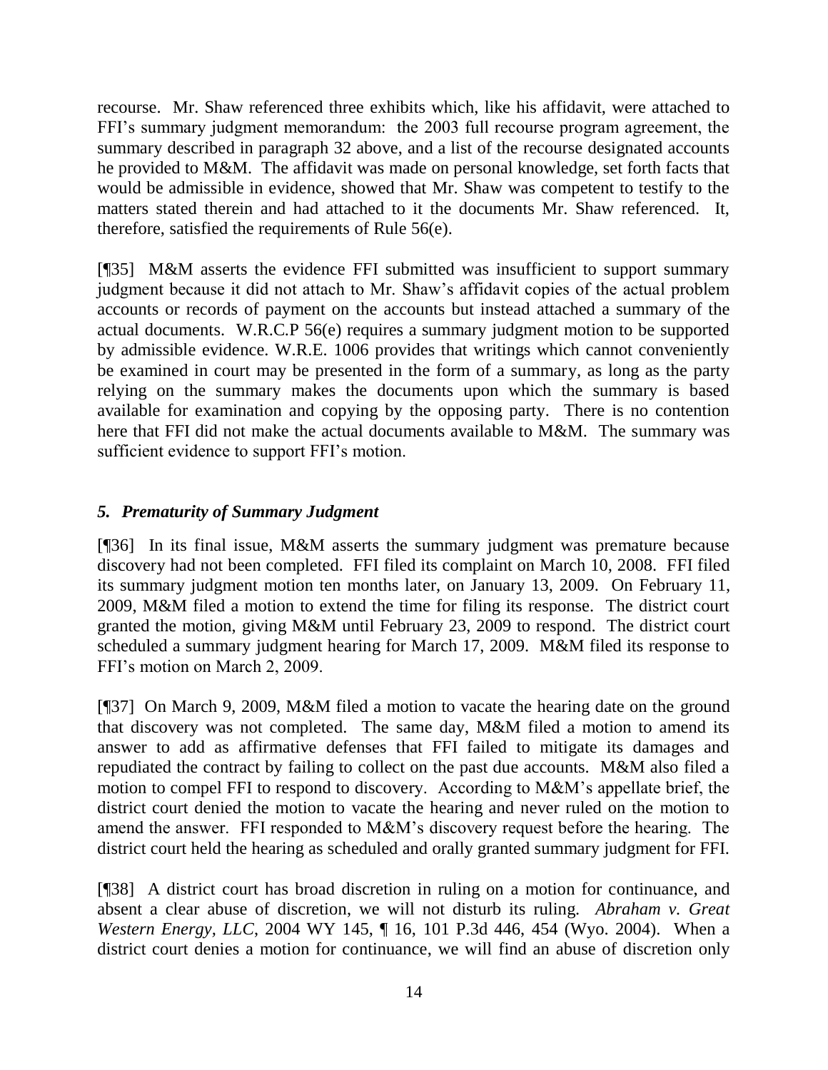recourse. Mr. Shaw referenced three exhibits which, like his affidavit, were attached to FFI's summary judgment memorandum: the 2003 full recourse program agreement, the summary described in paragraph 32 above, and a list of the recourse designated accounts he provided to M&M. The affidavit was made on personal knowledge, set forth facts that would be admissible in evidence, showed that Mr. Shaw was competent to testify to the matters stated therein and had attached to it the documents Mr. Shaw referenced. It, therefore, satisfied the requirements of Rule 56(e).

[¶35] M&M asserts the evidence FFI submitted was insufficient to support summary judgment because it did not attach to Mr. Shaw's affidavit copies of the actual problem accounts or records of payment on the accounts but instead attached a summary of the actual documents. W.R.C.P 56(e) requires a summary judgment motion to be supported by admissible evidence. W.R.E. 1006 provides that writings which cannot conveniently be examined in court may be presented in the form of a summary, as long as the party relying on the summary makes the documents upon which the summary is based available for examination and copying by the opposing party. There is no contention here that FFI did not make the actual documents available to M&M. The summary was sufficient evidence to support FFI's motion.

### *5. Prematurity of Summary Judgment*

[¶36] In its final issue, M&M asserts the summary judgment was premature because discovery had not been completed. FFI filed its complaint on March 10, 2008. FFI filed its summary judgment motion ten months later, on January 13, 2009. On February 11, 2009, M&M filed a motion to extend the time for filing its response. The district court granted the motion, giving M&M until February 23, 2009 to respond. The district court scheduled a summary judgment hearing for March 17, 2009. M&M filed its response to FFI's motion on March 2, 2009.

[¶37] On March 9, 2009, M&M filed a motion to vacate the hearing date on the ground that discovery was not completed. The same day, M&M filed a motion to amend its answer to add as affirmative defenses that FFI failed to mitigate its damages and repudiated the contract by failing to collect on the past due accounts. M&M also filed a motion to compel FFI to respond to discovery. According to M&M's appellate brief, the district court denied the motion to vacate the hearing and never ruled on the motion to amend the answer. FFI responded to M&M's discovery request before the hearing. The district court held the hearing as scheduled and orally granted summary judgment for FFI.

[¶38] A district court has broad discretion in ruling on a motion for continuance, and absent a clear abuse of discretion, we will not disturb its ruling. *Abraham v. Great Western Energy, LLC*, 2004 WY 145, ¶ 16, 101 P.3d 446, 454 (Wyo. 2004). When a district court denies a motion for continuance, we will find an abuse of discretion only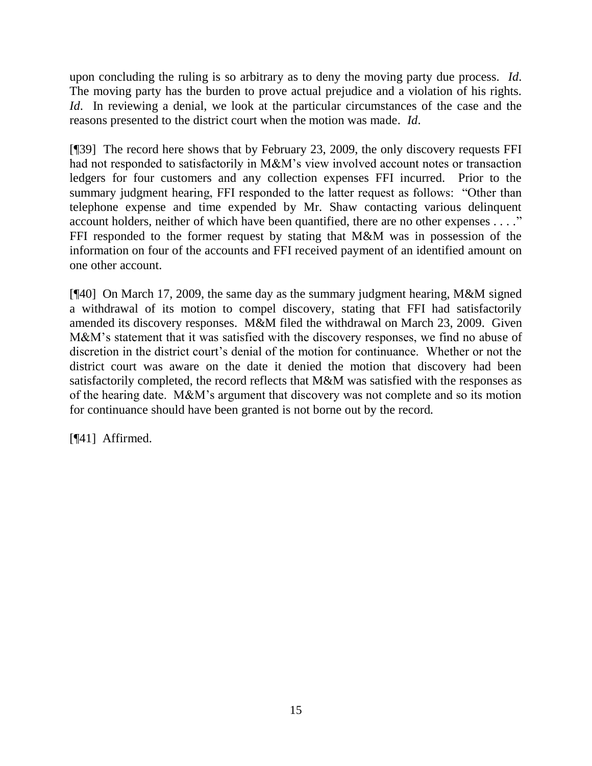upon concluding the ruling is so arbitrary as to deny the moving party due process. *Id*. The moving party has the burden to prove actual prejudice and a violation of his rights. *Id*. In reviewing a denial, we look at the particular circumstances of the case and the reasons presented to the district court when the motion was made. *Id*.

[¶39] The record here shows that by February 23, 2009, the only discovery requests FFI had not responded to satisfactorily in M&M's view involved account notes or transaction ledgers for four customers and any collection expenses FFI incurred. Prior to the summary judgment hearing, FFI responded to the latter request as follows: "Other than telephone expense and time expended by Mr. Shaw contacting various delinquent account holders, neither of which have been quantified, there are no other expenses . . . ." FFI responded to the former request by stating that M&M was in possession of the information on four of the accounts and FFI received payment of an identified amount on one other account.

[¶40] On March 17, 2009, the same day as the summary judgment hearing, M&M signed a withdrawal of its motion to compel discovery, stating that FFI had satisfactorily amended its discovery responses. M&M filed the withdrawal on March 23, 2009. Given M&M's statement that it was satisfied with the discovery responses, we find no abuse of discretion in the district court's denial of the motion for continuance. Whether or not the district court was aware on the date it denied the motion that discovery had been satisfactorily completed, the record reflects that M&M was satisfied with the responses as of the hearing date. M&M's argument that discovery was not complete and so its motion for continuance should have been granted is not borne out by the record.

[¶41] Affirmed.